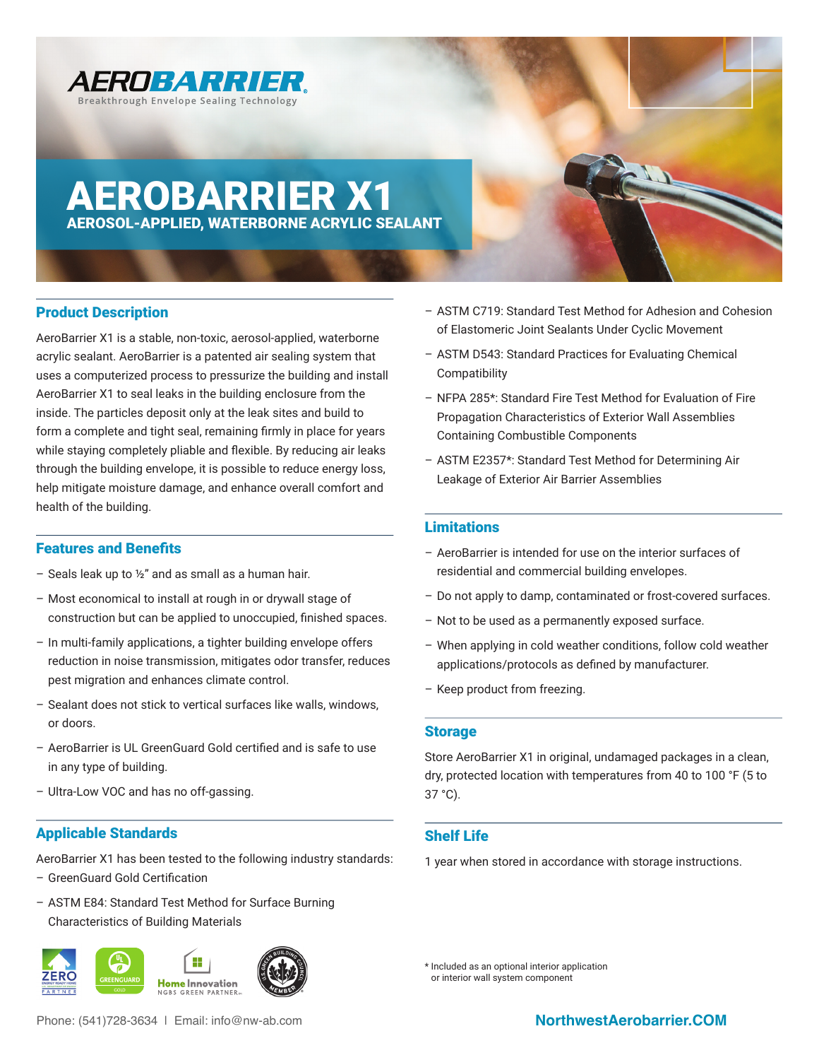AEROBARRIER
Breakthrough Envelope Sealing Technology

# AEROBARRIER X1

## AEROSOL-APPLIED, WATERBORNE ACRYLIC SEALANT

## Product Description

AeroBarrier X1 is a stable, non-toxic, aerosol-applied, waterborne acrylic sealant. AeroBarrier is a patented air sealing system that uses a computerized process to pressurize the building and install AeroBarrier X1 to seal leaks in the building enclosure from the inside. The particles deposit only at the leak sites and build to form a complete and tight seal, remaining firmly in place for years while staying completely pliable and flexible. By reducing air leaks through the building envelope, it is possible to reduce energy loss, help mitigate moisture damage, and enhance overall comfort and health of the building.

## Features and Benefits

- Seals leak up to ½" and as small as a human hair.
- Most economical to install at rough in or drywall stage of construction but can be applied to unoccupied, finished spaces.
- In multi-family applications, a tighter building envelope offers reduction in noise transmission, mitigates odor transfer, reduces pest migration and enhances climate control.
- Sealant does not stick to vertical surfaces like walls, windows, or doors.
- AeroBarrier is UL GreenGuard Gold certified and is safe to use in any type of building.
- Ultra-Low VOC and has no off-gassing.

## Applicable Standards

AeroBarrier X1 has been tested to the following industry standards:

- GreenGuard Gold Certification
- ASTM E84: Standard Test Method for Surface Burning Characteristics of Building Materials
- ASTM C719: Standard Test Method for Adhesion and Cohesion of Elastomeric Joint Sealants Under Cyclic Movement
- ASTM D543: Standard Practices for Evaluating Chemical Compatibility
- NFPA 285*: Standard Fire Test Method for Evaluation of Fire Propagation Characteristics of Exterior Wall Assemblies Containing Combustible Components
- ASTM E2357*: Standard Test Method for Determining Air Leakage of Exterior Air Barrier Assemblies

## Limitations

- AeroBarrier is intended for use on the interior surfaces of residential and commercial building envelopes.
- Do not apply to damp, contaminated or frost-covered surfaces.
- Not to be used as a permanently exposed surface.
- When applying in cold weather conditions, follow cold weather applications/protocols as defined by manufacturer.
- Keep product from freezing.

## Storage

Store AeroBarrier X1 in original, undamaged packages in a clean, dry, protected location with temperatures from 40 to 100 °F (5 to 37 °C).

## Shelf Life

1 year when stored in accordance with storage instructions.

\* Included as an optional interior application or interior wall system component

Phone: (541)728-3634 | Email: info@nw-ab.com

NorthwestAerobarrier.COM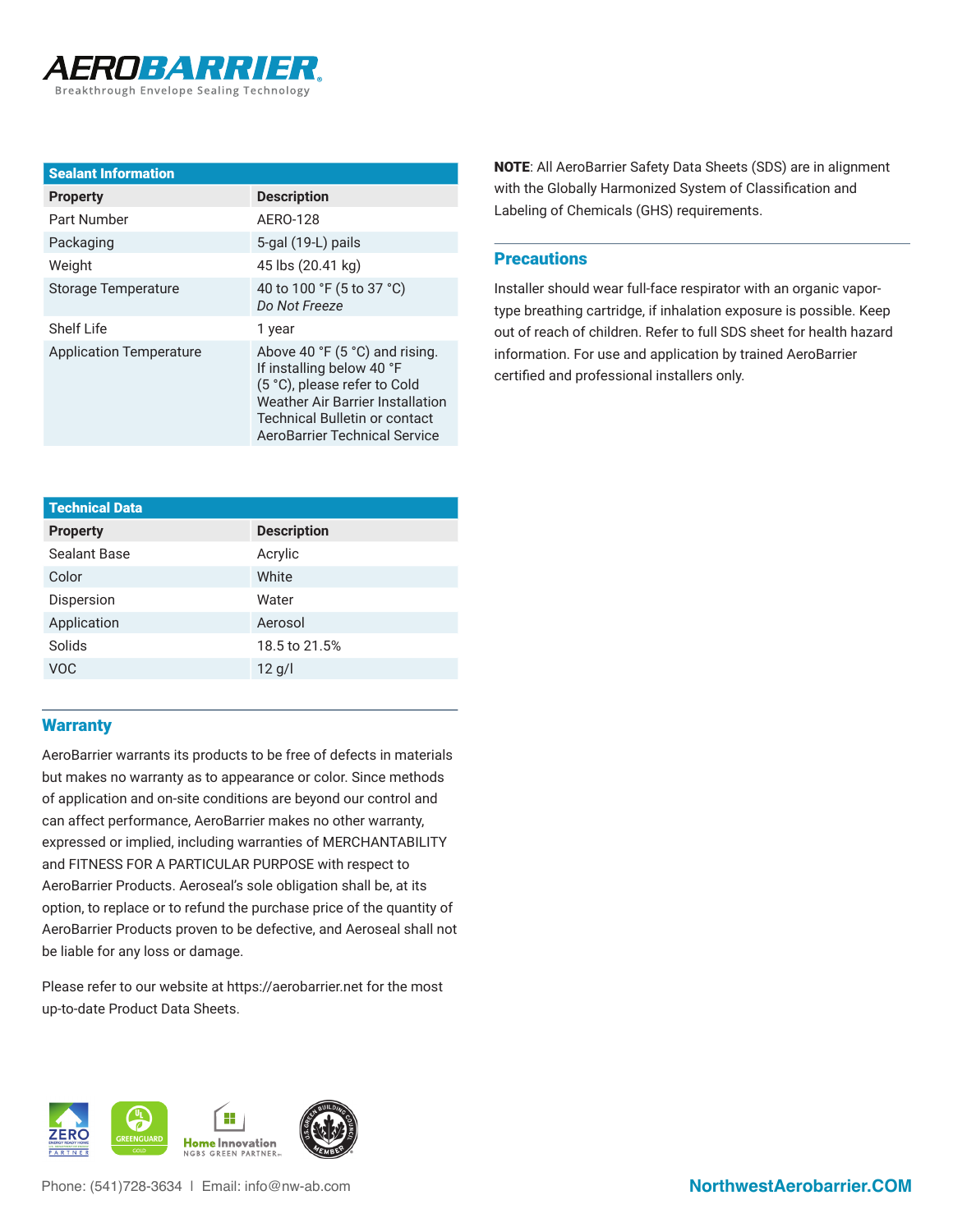**Sealant Information**

| Property | Description |
|---|---|
| Part Number | AERO-128 |
| Packaging | 5-gal (19-L) pails |
| Weight | 45 lbs (20.41 kg) |
| Storage Temperature | 40 to 100 °F (5 to 37 °C) *Do Not Freeze* |
| Shelf Life | 1 year |
| Application Temperature | Above 40 °F (5 °C) and rising. If installing below 40 °F (5 °C), please refer to Cold Weather Air Barrier Installation Technical Bulletin or contact AeroBarrier Technical Service |

**Technical Data**

| Property | Description |
|---|---|
| Sealant Base | Acrylic |
| Color | White |
| Dispersion | Water |
| Application | Aerosol |
| Solids | 18.5 to 21.5% |
| VOC | 12 g/l |

## Warranty

AeroBarrier warrants its products to be free of defects in materials but makes no warranty as to appearance or color. Since methods of application and on-site conditions are beyond our control and can affect performance, AeroBarrier makes no other warranty, expressed or implied, including warranties of MERCHANTABILITY and FITNESS FOR A PARTICULAR PURPOSE with respect to AeroBarrier Products. Aeroseal's sole obligation shall be, at its option, to replace or to refund the purchase price of the quantity of AeroBarrier Products proven to be defective, and Aeroseal shall not be liable for any loss or damage.

Please refer to our website at https://aerobarrier.net for the most up-to-date Product Data Sheets.

**NOTE**: All AeroBarrier Safety Data Sheets (SDS) are in alignment with the Globally Harmonized System of Classification and Labeling of Chemicals (GHS) requirements.

## Precautions

Installer should wear full-face respirator with an organic vapor-type breathing cartridge, if inhalation exposure is possible. Keep out of reach of children. Refer to full SDS sheet for health hazard information. For use and application by trained AeroBarrier certified and professional installers only.

Phone: (541)728-3634 | Email: info@nw-ab.com

NorthwestAerobarrier.COM